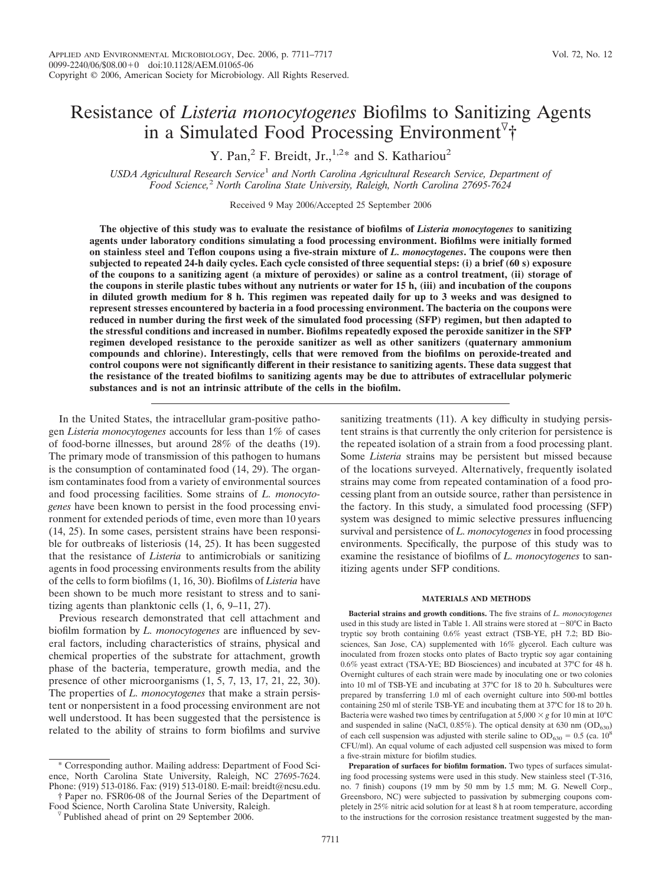# Resistance of *Listeria monocytogenes* Biofilms to Sanitizing Agents in a Simulated Food Processing Environment[▽]†

Y. Pan,[2] F. Breidt, Jr.,[1,2]* and S. Kathariou[2]

*USDA Agricultural Research Service[1] and North Carolina Agricultural Research Service, Department of Food Science,[2] North Carolina State University, Raleigh, North Carolina 27695-7624*

Received 9 May 2006/Accepted 25 September 2006

**The objective of this study was to evaluate the resistance of biofilms of *Listeria monocytogenes* to sanitizing agents under laboratory conditions simulating a food processing environment. Biofilms were initially formed on stainless steel and Teflon coupons using a five-strain mixture of *L. monocytogenes*. The coupons were then subjected to repeated 24-h daily cycles. Each cycle consisted of three sequential steps: (i) a brief (60 s) exposure of the coupons to a sanitizing agent (a mixture of peroxides) or saline as a control treatment, (ii) storage of the coupons in sterile plastic tubes without any nutrients or water for 15 h, (iii) and incubation of the coupons in diluted growth medium for 8 h. This regimen was repeated daily for up to 3 weeks and was designed to represent stresses encountered by bacteria in a food processing environment. The bacteria on the coupons were reduced in number during the first week of the simulated food processing (SFP) regimen, but then adapted to the stressful conditions and increased in number. Biofilms repeatedly exposed the peroxide sanitizer in the SFP regimen developed resistance to the peroxide sanitizer as well as other sanitizers (quaternary ammonium compounds and chlorine). Interestingly, cells that were removed from the biofilms on peroxide-treated and control coupons were not significantly different in their resistance to sanitizing agents. These data suggest that the resistance of the treated biofilms to sanitizing agents may be due to attributes of extracellular polymeric substances and is not an intrinsic attribute of the cells in the biofilm.**

In the United States, the intracellular gram-positive pathogen *Listeria monocytogenes* accounts for less than 1% of cases of food-borne illnesses, but around 28% of the deaths (19). The primary mode of transmission of this pathogen to humans is the consumption of contaminated food (14, 29). The organism contaminates food from a variety of environmental sources and food processing facilities. Some strains of *L. monocytogenes* have been known to persist in the food processing environment for extended periods of time, even more than 10 years (14, 25). In some cases, persistent strains have been responsible for outbreaks of listeriosis (14, 25). It has been suggested that the resistance of *Listeria* to antimicrobials or sanitizing agents in food processing environments results from the ability of the cells to form biofilms (1, 16, 30). Biofilms of *Listeria* have been shown to be much more resistant to stress and to sanitizing agents than planktonic cells (1, 6, 9–11, 27).

Previous research demonstrated that cell attachment and biofilm formation by *L. monocytogenes* are influenced by several factors, including characteristics of strains, physical and chemical properties of the substrate for attachment, growth phase of the bacteria, temperature, growth media, and the presence of other microorganisms (1, 5, 7, 13, 17, 21, 22, 30). The properties of *L. monocytogenes* that make a strain persistent or nonpersistent in a food processing environment are not well understood. It has been suggested that the persistence is related to the ability of strains to form biofilms and survive sanitizing treatments (11). A key difficulty in studying persistent strains is that currently the only criterion for persistence is the repeated isolation of a strain from a food processing plant. Some *Listeria* strains may be persistent but missed because of the locations surveyed. Alternatively, frequently isolated strains may come from repeated contamination of a food processing plant from an outside source, rather than persistence in the factory. In this study, a simulated food processing (SFP) system was designed to mimic selective pressures influencing survival and persistence of *L. monocytogenes* in food processing environments. Specifically, the purpose of this study was to examine the resistance of biofilms of *L. monocytogenes* to sanitizing agents under SFP conditions.

## MATERIALS AND METHODS

**Bacterial strains and growth conditions.** The five strains of *L. monocytogenes* used in this study are listed in Table 1. All strains were stored at −80°C in Bacto tryptic soy broth containing 0.6% yeast extract (TSB-YE, pH 7.2; BD Biosciences, San Jose, CA) supplemented with 16% glycerol. Each culture was inoculated from frozen stocks onto plates of Bacto tryptic soy agar containing 0.6% yeast extract (TSA-YE; BD Biosciences) and incubated at 37°C for 48 h. Overnight cultures of each strain were made by inoculating one or two colonies into 10 ml of TSB-YE and incubating at 37°C for 18 to 20 h. Subcultures were prepared by transferring 1.0 ml of each overnight culture into 500-ml bottles containing 250 ml of sterile TSB-YE and incubating them at 37°C for 18 to 20 h. Bacteria were washed two times by centrifugation at 5,000 × *g* for 10 min at 10°C and suspended in saline (NaCl, 0.85%). The optical density at 630 nm ($OD_{630}$) of each cell suspension was adjusted with sterile saline to $OD_{630}$ = 0.5 (ca. $10^8$ CFU/ml). An equal volume of each adjusted cell suspension was mixed to form a five-strain mixture for biofilm studies.

**Preparation of surfaces for biofilm formation.** Two types of surfaces simulating food processing systems were used in this study. New stainless steel (T-316, no. 7 finish) coupons (19 mm by 50 mm by 1.5 mm; M. G. Newell Corp., Greensboro, NC) were subjected to passivation by submerging coupons completely in 25% nitric acid solution for at least 8 h at room temperature, according to the instructions for the corrosion resistance treatment suggested by the man-

---

* Corresponding author. Mailing address: Department of Food Science, North Carolina State University, Raleigh, NC 27695-7624. Phone: (919) 513-0186. Fax: (919) 513-0180. E-mail: breidt@ncsu.edu.

† Paper no. FSR06-08 of the Journal Series of the Department of Food Science, North Carolina State University, Raleigh.

▽ Published ahead of print on 29 September 2006.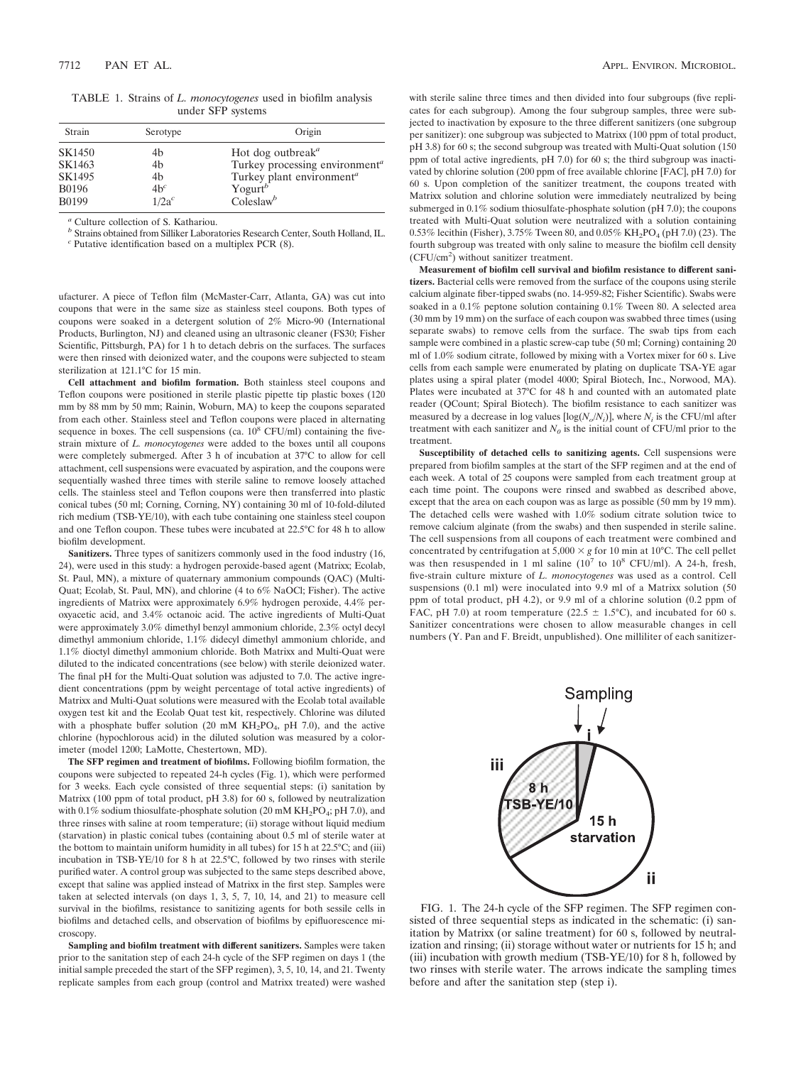TABLE 1. Strains of *L. monocytogenes* used in biofilm analysis under SFP systems

| Strain | Serotype | Origin |
|---|---|---|
| SK1450 | 4b | Hot dog outbreak[a] |
| SK1463 | 4b | Turkey processing environment[a] |
| SK1495 | 4b | Turkey plant environment[a] |
| B0196 | 4b[c] | Yogurt[b] |
| B0199 | 1/2a[c] | Coleslaw[b] |

[a] Culture collection of S. Kathariou.

[b] Strains obtained from Silliker Laboratories Research Center, South Holland, IL.

[c] Putative identification based on a multiplex PCR (8).

ufacturer. A piece of Teflon film (McMaster-Carr, Atlanta, GA) was cut into coupons that were in the same size as stainless steel coupons. Both types of coupons were soaked in a detergent solution of 2% Micro-90 (International Products, Burlington, NJ) and cleaned using an ultrasonic cleaner (FS30; Fisher Scientific, Pittsburgh, PA) for 1 h to detach debris on the surfaces. The surfaces were then rinsed with deionized water, and the coupons were subjected to steam sterilization at 121.1°C for 15 min.

**Cell attachment and biofilm formation.** Both stainless steel coupons and Teflon coupons were positioned in sterile plastic pipette tip plastic boxes (120 mm by 88 mm by 50 mm; Rainin, Woburn, MA) to keep the coupons separated from each other. Stainless steel and Teflon coupons were placed in alternating sequence in boxes. The cell suspensions (ca. $10^8$ CFU/ml) containing the five-strain mixture of *L. monocytogenes* were added to the boxes until all coupons were completely submerged. After 3 h of incubation at 37°C to allow for cell attachment, cell suspensions were evacuated by aspiration, and the coupons were sequentially washed three times with sterile saline to remove loosely attached cells. The stainless steel and Teflon coupons were then transferred into plastic conical tubes (50 ml; Corning, Corning, NY) containing 30 ml of 10-fold-diluted rich medium (TSB-YE/10), with each tube containing one stainless steel coupon and one Teflon coupon. These tubes were incubated at 22.5°C for 48 h to allow biofilm development.

**Sanitizers.** Three types of sanitizers commonly used in the food industry (16, 24), were used in this study: a hydrogen peroxide-based agent (Matrixx; Ecolab, St. Paul, MN), a mixture of quaternary ammonium compounds (QAC) (Multi-Quat; Ecolab, St. Paul, MN), and chlorine (4 to 6% NaOCl; Fisher). The active ingredients of Matrixx were approximately 6.9% hydrogen peroxide, 4.4% peroxyacetic acid, and 3.4% octanoic acid. The active ingredients of Multi-Quat were approximately 3.0% dimethyl benzyl ammonium chloride, 2.3% octyl decyl dimethyl ammonium chloride, 1.1% didecyl dimethyl ammonium chloride, and 1.1% dioctyl dimethyl ammonium chloride. Both Matrixx and Multi-Quat were diluted to the indicated concentrations (see below) with sterile deionized water. The final pH for the Multi-Quat solution was adjusted to 7.0. The active ingredient concentrations (ppm by weight percentage of total active ingredients) of Matrixx and Multi-Quat solutions were measured with the Ecolab total available oxygen test kit and the Ecolab Quat test kit, respectively. Chlorine was diluted with a phosphate buffer solution (20 mM $KH_2PO_4$, pH 7.0), and the active chlorine (hypochlorous acid) in the diluted solution was measured by a colorimeter (model 1200; LaMotte, Chestertown, MD).

**The SFP regimen and treatment of biofilms.** Following biofilm formation, the coupons were subjected to repeated 24-h cycles (Fig. 1), which were performed for 3 weeks. Each cycle consisted of three sequential steps: (i) sanitation by Matrixx (100 ppm of total product, pH 3.8) for 60 s, followed by neutralization with 0.1% sodium thiosulfate-phosphate solution (20 mM $KH_2PO_4$; pH 7.0), and three rinses with saline at room temperature; (ii) storage without liquid medium (starvation) in plastic conical tubes (containing about 0.5 ml of sterile water at the bottom to maintain uniform humidity in all tubes) for 15 h at 22.5°C; and (iii) incubation in TSB-YE/10 for 8 h at 22.5°C, followed by two rinses with sterile purified water. A control group was subjected to the same steps described above, except that saline was applied instead of Matrixx in the first step. Samples were taken at selected intervals (on days 1, 3, 5, 7, 10, 14, and 21) to measure cell survival in the biofilms, resistance to sanitizing agents for both sessile cells in biofilms and detached cells, and observation of biofilms by epifluorescence microscopy.

**Sampling and biofilm treatment with different sanitizers.** Samples were taken prior to the sanitation step of each 24-h cycle of the SFP regimen on days 1 (the initial sample preceded the start of the SFP regimen), 3, 5, 10, 14, and 21. Twenty replicate samples from each group (control and Matrixx treated) were washed with sterile saline three times and then divided into four subgroups (five replicates for each subgroup). Among the four subgroup samples, three were subjected to inactivation by exposure to the three different sanitizers (one subgroup per sanitizer): one subgroup was subjected to Matrixx (100 ppm of total product, pH 3.8) for 60 s; the second subgroup was treated with Multi-Quat solution (150 ppm of total active ingredients, pH 7.0) for 60 s; the third subgroup was inactivated by chlorine solution (200 ppm of free available chlorine [FAC], pH 7.0) for 60 s. Upon completion of the sanitizer treatment, the coupons treated with Matrixx solution and chlorine solution were immediately neutralized by being submerged in 0.1% sodium thiosulfate-phosphate solution (pH 7.0); the coupons treated with Multi-Quat solution were neutralized with a solution containing 0.53% lecithin (Fisher), 3.75% Tween 80, and 0.05% $KH_2PO_4$ (pH 7.0) (23). The fourth subgroup was treated with only saline to measure the biofilm cell density ($CFU/cm^2$) without sanitizer treatment.

**Measurement of biofilm cell survival and biofilm resistance to different sanitizers.** Bacterial cells were removed from the surface of the coupons using sterile calcium alginate fiber-tipped swabs (no. 14-959-82; Fisher Scientific). Swabs were soaked in a 0.1% peptone solution containing 0.1% Tween 80. A selected area (30 mm by 19 mm) on the surface of each coupon was swabbed three times (using separate swabs) to remove cells from the surface. The swab tips from each sample were combined in a plastic screw-cap tube (50 ml; Corning) containing 20 ml of 1.0% sodium citrate, followed by mixing with a Vortex mixer for 60 s. Live cells from each sample were enumerated by plating on duplicate TSA-YE agar plates using a spiral plater (model 4000; Spiral Biotech, Inc., Norwood, MA). Plates were incubated at 37°C for 48 h and counted with an automated plate reader (QCount; Spiral Biotech). The biofilm resistance to each sanitizer was measured by a decrease in log values [$\log(N_o/N_i)$], where $N_i$ is the CFU/ml after treatment with each sanitizer and $N_o$ is the initial count of CFU/ml prior to the treatment.

**Susceptibility of detached cells to sanitizing agents.** Cell suspensions were prepared from biofilm samples at the start of the SFP regimen and at the end of each week. A total of 25 coupons were sampled from each treatment group at each time point. The coupons were rinsed and swabbed as described above, except that the area on each coupon was as large as possible (50 mm by 19 mm). The detached cells were washed with 1.0% sodium citrate solution twice to remove calcium alginate (from the swabs) and then suspended in sterile saline. The cell suspensions from all coupons of each treatment were combined and concentrated by centrifugation at $5,000 \times g$ for 10 min at 10°C. The cell pellet was then resuspended in 1 ml saline ($10^7$ to $10^8$ CFU/ml). A 24-h, fresh, five-strain culture mixture of *L. monocytogenes* was used as a control. Cell suspensions (0.1 ml) were inoculated into 9.9 ml of a Matrixx solution (50 ppm of total product, pH 4.2), or 9.9 ml of a chlorine solution (0.2 ppm of FAC, pH 7.0) at room temperature (22.5 ± 1.5°C), and incubated for 60 s. Sanitizer concentrations were chosen to allow measurable changes in cell numbers (Y. Pan and F. Breidt, unpublished). One milliliter of each sanitizer-

FIG. 1. The 24-h cycle of the SFP regimen. The SFP regimen consisted of three sequential steps as indicated in the schematic: (i) sanitation by Matrixx (or saline treatment) for 60 s, followed by neutralization and rinsing; (ii) storage without water or nutrients for 15 h; and (iii) incubation with growth medium (TSB-YE/10) for 8 h, followed by two rinses with sterile water. The arrows indicate the sampling times before and after the sanitation step (step i).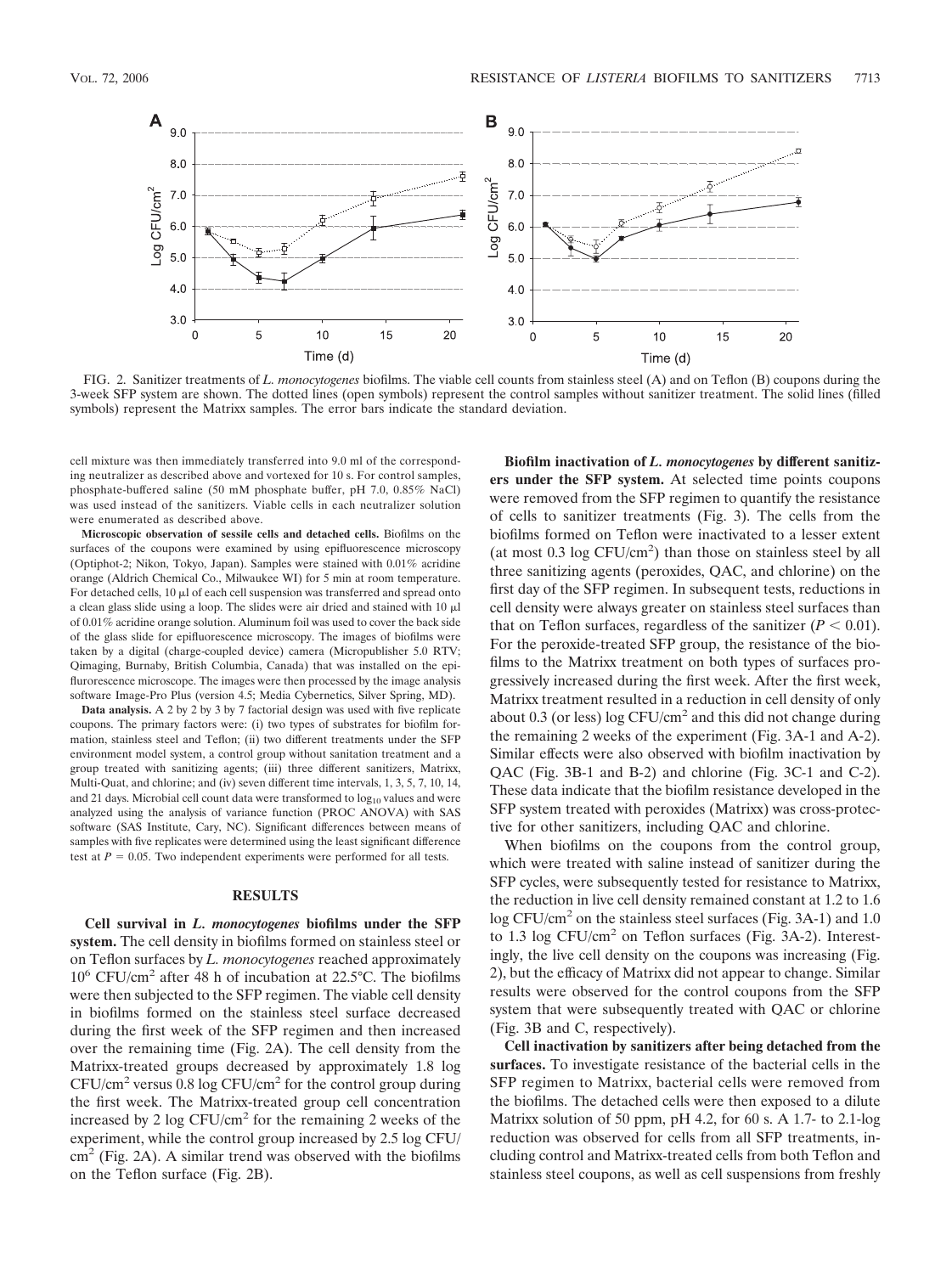FIG. 2. Sanitizer treatments of *L. monocytogenes* biofilms. The viable cell counts from stainless steel (A) and on Teflon (B) coupons during the 3-week SFP system are shown. The dotted lines (open symbols) represent the control samples without sanitizer treatment. The solid lines (filled symbols) represent the Matrixx samples. The error bars indicate the standard deviation.

cell mixture was then immediately transferred into 9.0 ml of the corresponding neutralizer as described above and vortexed for 10 s. For control samples, phosphate-buffered saline (50 mM phosphate buffer, pH 7.0, 0.85% NaCl) was used instead of the sanitizers. Viable cells in each neutralizer solution were enumerated as described above.

**Microscopic observation of sessile cells and detached cells.** Biofilms on the surfaces of the coupons were examined by using epifluorescence microscopy (Optiphot-2; Nikon, Tokyo, Japan). Samples were stained with 0.01% acridine orange (Aldrich Chemical Co., Milwaukee WI) for 5 min at room temperature. For detached cells, 10 μl of each cell suspension was transferred and spread onto a clean glass slide using a loop. The slides were air dried and stained with 10 μl of 0.01% acridine orange solution. Aluminum foil was used to cover the back side of the glass slide for epifluorescence microscopy. The images of biofilms were taken by a digital (charge-coupled device) camera (Micropublisher 5.0 RTV; Qimaging, Burnaby, British Columbia, Canada) that was installed on the epiflurorescence microscope. The images were then processed by the image analysis software Image-Pro Plus (version 4.5; Media Cybernetics, Silver Spring, MD).

**Data analysis.** A 2 by 2 by 3 by 7 factorial design was used with five replicate coupons. The primary factors were: (i) two types of substrates for biofilm formation, stainless steel and Teflon; (ii) two different treatments under the SFP environment model system, a control group without sanitation treatment and a group treated with sanitizing agents; (iii) three different sanitizers, Matrixx, Multi-Quat, and chlorine; and (iv) seven different time intervals, 1, 3, 5, 7, 10, 14, and 21 days. Microbial cell count data were transformed to $\log_{10}$ values and were analyzed using the analysis of variance function (PROC ANOVA) with SAS software (SAS Institute, Cary, NC). Significant differences between means of samples with five replicates were determined using the least significant difference test at $P = 0.05$. Two independent experiments were performed for all tests.

## RESULTS

**Cell survival in *L. monocytogenes* biofilms under the SFP system.** The cell density in biofilms formed on stainless steel or on Teflon surfaces by *L. monocytogenes* reached approximately $10^6$ CFU/cm$^2$ after 48 h of incubation at 22.5°C. The biofilms were then subjected to the SFP regimen. The viable cell density in biofilms formed on the stainless steel surface decreased during the first week of the SFP regimen and then increased over the remaining time (Fig. 2A). The cell density from the Matrixx-treated groups decreased by approximately 1.8 log CFU/cm$^2$ versus 0.8 log CFU/cm$^2$ for the control group during the first week. The Matrixx-treated group cell concentration increased by 2 log CFU/cm$^2$ for the remaining 2 weeks of the experiment, while the control group increased by 2.5 log CFU/cm$^2$ (Fig. 2A). A similar trend was observed with the biofilms on the Teflon surface (Fig. 2B).

**Biofilm inactivation of *L. monocytogenes* by different sanitizers under the SFP system.** At selected time points coupons were removed from the SFP regimen to quantify the resistance of cells to sanitizer treatments (Fig. 3). The cells from the biofilms formed on Teflon were inactivated to a lesser extent (at most 0.3 log CFU/cm$^2$) than those on stainless steel by all three sanitizing agents (peroxides, QAC, and chlorine) on the first day of the SFP regimen. In subsequent tests, reductions in cell density were always greater on stainless steel surfaces than that on Teflon surfaces, regardless of the sanitizer ($P < 0.01$). For the peroxide-treated SFP group, the resistance of the biofilms to the Matrixx treatment on both types of surfaces progressively increased during the first week. After the first week, Matrixx treatment resulted in a reduction in cell density of only about 0.3 (or less) log CFU/cm$^2$ and this did not change during the remaining 2 weeks of the experiment (Fig. 3A-1 and A-2). Similar effects were also observed with biofilm inactivation by QAC (Fig. 3B-1 and B-2) and chlorine (Fig. 3C-1 and C-2). These data indicate that the biofilm resistance developed in the SFP system treated with peroxides (Matrixx) was cross-protective for other sanitizers, including QAC and chlorine.

When biofilms on the coupons from the control group, which were treated with saline instead of sanitizer during the SFP cycles, were subsequently tested for resistance to Matrixx, the reduction in live cell density remained constant at 1.2 to 1.6 log CFU/cm$^2$ on the stainless steel surfaces (Fig. 3A-1) and 1.0 to 1.3 log CFU/cm$^2$ on Teflon surfaces (Fig. 3A-2). Interestingly, the live cell density on the coupons was increasing (Fig. 2), but the efficacy of Matrixx did not appear to change. Similar results were observed for the control coupons from the SFP system that were subsequently treated with QAC or chlorine (Fig. 3B and C, respectively).

**Cell inactivation by sanitizers after being detached from the surfaces.** To investigate resistance of the bacterial cells in the SFP regimen to Matrixx, bacterial cells were removed from the biofilms. The detached cells were then exposed to a dilute Matrixx solution of 50 ppm, pH 4.2, for 60 s. A 1.7- to 2.1-log reduction was observed for cells from all SFP treatments, including control and Matrixx-treated cells from both Teflon and stainless steel coupons, as well as cell suspensions from freshly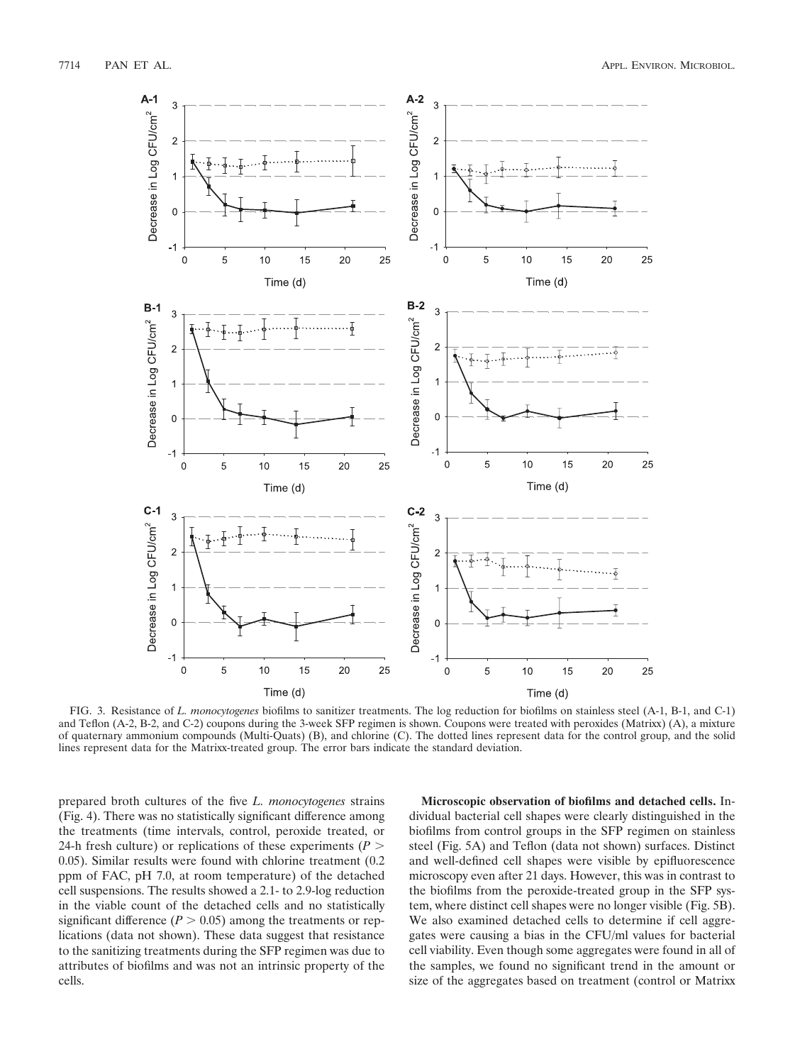FIG. 3. Resistance of *L. monocytogenes* biofilms to sanitizer treatments. The log reduction for biofilms on stainless steel (A-1, B-1, and C-1) and Teflon (A-2, B-2, and C-2) coupons during the 3-week SFP regimen is shown. Coupons were treated with peroxides (Matrixx) (A), a mixture of quaternary ammonium compounds (Multi-Quats) (B), and chlorine (C). The dotted lines represent data for the control group, and the solid lines represent data for the Matrixx-treated group. The error bars indicate the standard deviation.

prepared broth cultures of the five *L. monocytogenes* strains (Fig. 4). There was no statistically significant difference among the treatments (time intervals, control, peroxide treated, or 24-h fresh culture) or replications of these experiments ($P >$ 0.05). Similar results were found with chlorine treatment (0.2 ppm of FAC, pH 7.0, at room temperature) of the detached cell suspensions. The results showed a 2.1- to 2.9-log reduction in the viable count of the detached cells and no statistically significant difference ($P > 0.05$) among the treatments or replications (data not shown). These data suggest that resistance to the sanitizing treatments during the SFP regimen was due to attributes of biofilms and was not an intrinsic property of the cells.

**Microscopic observation of biofilms and detached cells.** Individual bacterial cell shapes were clearly distinguished in the biofilms from control groups in the SFP regimen on stainless steel (Fig. 5A) and Teflon (data not shown) surfaces. Distinct and well-defined cell shapes were visible by epifluorescence microscopy even after 21 days. However, this was in contrast to the biofilms from the peroxide-treated group in the SFP system, where distinct cell shapes were no longer visible (Fig. 5B). We also examined detached cells to determine if cell aggregates were causing a bias in the CFU/ml values for bacterial cell viability. Even though some aggregates were found in all of the samples, we found no significant trend in the amount or size of the aggregates based on treatment (control or Matrixx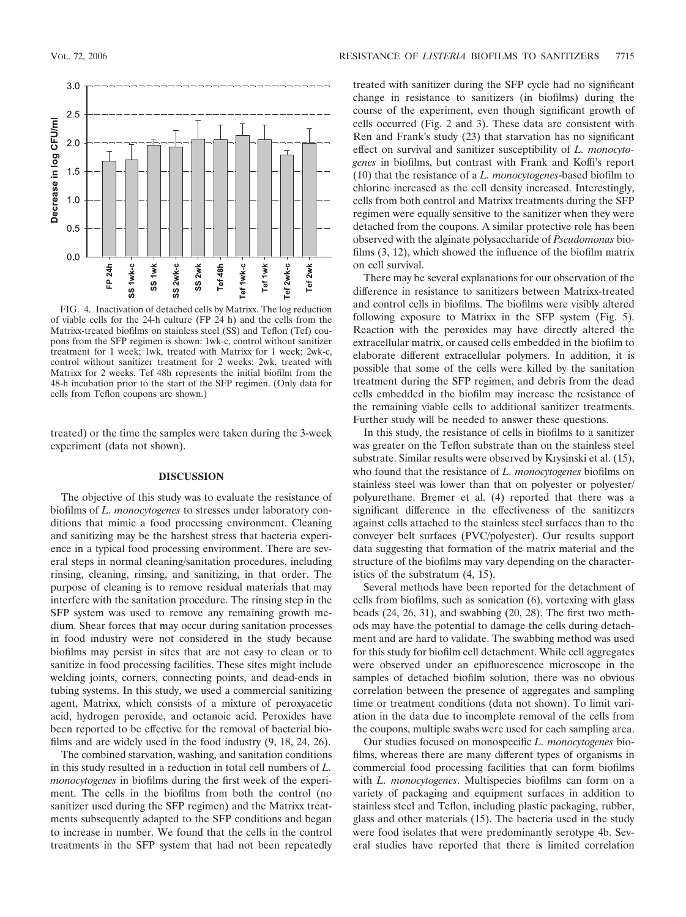FIG. 4. Inactivation of detached cells by Matrixx. The log reduction of viable cells for the 24-h culture (FP 24 h) and the cells from the Matrixx-treated biofilms on stainless steel (SS) and Teflon (Tef) coupons from the SFP regimen is shown: 1wk-c, control without sanitizer treatment for 1 week; 1wk, treated with Matrixx for 1 week; 2wk-c, control without sanitizer treatment for 2 weeks; 2wk, treated with Matrixx for 2 weeks. Tef 48h represents the initial biofilm from the 48-h incubation prior to the start of the SFP regimen. (Only data for cells from Teflon coupons are shown.)

treated) or the time the samples were taken during the 3-week experiment (data not shown).

## DISCUSSION

The objective of this study was to evaluate the resistance of biofilms of *L. monocytogenes* to stresses under laboratory conditions that mimic a food processing environment. Cleaning and sanitizing may be the harshest stress that bacteria experience in a typical food processing environment. There are several steps in normal cleaning/sanitation procedures, including rinsing, cleaning, rinsing, and sanitizing, in that order. The purpose of cleaning is to remove residual materials that may interfere with the sanitation procedure. The rinsing step in the SFP system was used to remove any remaining growth medium. Shear forces that may occur during sanitation processes in food industry were not considered in the study because biofilms may persist in sites that are not easy to clean or to sanitize in food processing facilities. These sites might include welding joints, corners, connecting points, and dead-ends in tubing systems. In this study, we used a commercial sanitizing agent, Matrixx, which consists of a mixture of peroxyacetic acid, hydrogen peroxide, and octanoic acid. Peroxides have been reported to be effective for the removal of bacterial biofilms and are widely used in the food industry (9, 18, 24, 26).

The combined starvation, washing, and sanitation conditions in this study resulted in a reduction in total cell numbers of *L. monocytogenes* in biofilms during the first week of the experiment. The cells in the biofilms from both the control (no sanitizer used during the SFP regimen) and the Matrixx treatments subsequently adapted to the SFP conditions and began to increase in number. We found that the cells in the control treatments in the SFP system that had not been repeatedly treated with sanitizer during the SFP cycle had no significant change in resistance to sanitizers (in biofilms) during the course of the experiment, even though significant growth of cells occurred (Fig. 2 and 3). These data are consistent with Ren and Frank's study (23) that starvation has no significant effect on survival and sanitizer susceptibility of *L. monocytogenes* in biofilms, but contrast with Frank and Koffi's report (10) that the resistance of a *L. monocytogenes*-based biofilm to chlorine increased as the cell density increased. Interestingly, cells from both control and Matrixx treatments during the SFP regimen were equally sensitive to the sanitizer when they were detached from the coupons. A similar protective role has been observed with the alginate polysaccharide of *Pseudomonas* biofilms (3, 12), which showed the influence of the biofilm matrix on cell survival.

There may be several explanations for our observation of the difference in resistance to sanitizers between Matrixx-treated and control cells in biofilms. The biofilms were visibly altered following exposure to Matrixx in the SFP system (Fig. 5). Reaction with the peroxides may have directly altered the extracellular matrix, or caused cells embedded in the biofilm to elaborate different extracellular polymers. In addition, it is possible that some of the cells were killed by the sanitation treatment during the SFP regimen, and debris from the dead cells embedded in the biofilm may increase the resistance of the remaining viable cells to additional sanitizer treatments. Further study will be needed to answer these questions.

In this study, the resistance of cells in biofilms to a sanitizer was greater on the Teflon substrate than on the stainless steel substrate. Similar results were observed by Krysinski et al. (15), who found that the resistance of *L. monocytogenes* biofilms on stainless steel was lower than that on polyester or polyester/polyurethane. Bremer et al. (4) reported that there was a significant difference in the effectiveness of the sanitizers against cells attached to the stainless steel surfaces than to the conveyer belt surfaces (PVC/polyester). Our results support data suggesting that formation of the matrix material and the structure of the biofilms may vary depending on the characteristics of the substratum (4, 15).

Several methods have been reported for the detachment of cells from biofilms, such as sonication (6), vortexing with glass beads (24, 26, 31), and swabbing (20, 28). The first two methods may have the potential to damage the cells during detachment and are hard to validate. The swabbing method was used for this study for biofilm cell detachment. While cell aggregates were observed under an epifluorescence microscope in the samples of detached biofilm solution, there was no obvious correlation between the presence of aggregates and sampling time or treatment conditions (data not shown). To limit variation in the data due to incomplete removal of the cells from the coupons, multiple swabs were used for each sampling area.

Our studies focused on monospecific *L. monocytogenes* biofilms, whereas there are many different types of organisms in commercial food processing facilities that can form biofilms with *L. monocytogenes*. Multispecies biofilms can form on a variety of packaging and equipment surfaces in addition to stainless steel and Teflon, including plastic packaging, rubber, glass and other materials (15). The bacteria used in the study were food isolates that were predominantly serotype 4b. Several studies have reported that there is limited correlation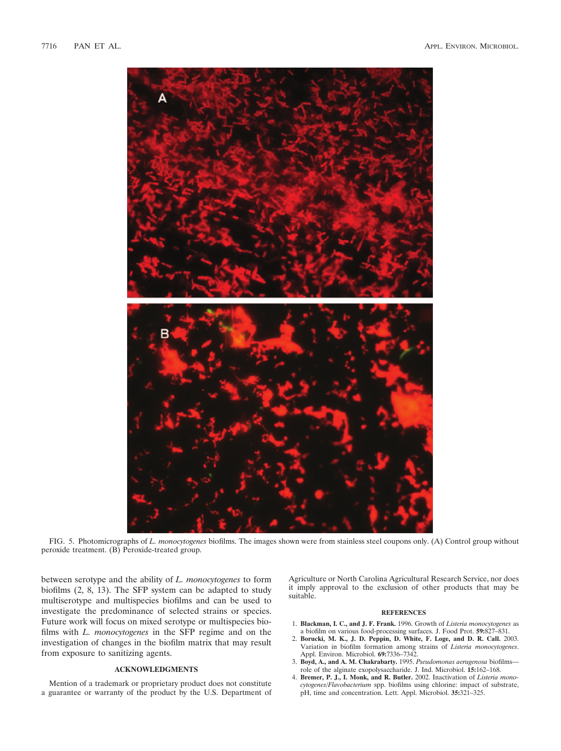FIG. 5. Photomicrographs of *L. monocytogenes* biofilms. The images shown were from stainless steel coupons only. (A) Control group without peroxide treatment. (B) Peroxide-treated group.

between serotype and the ability of *L. monocytogenes* to form biofilms (2, 8, 13). The SFP system can be adapted to study multiserotype and multispecies biofilms and can be used to investigate the predominance of selected strains or species. Future work will focus on mixed serotype or multispecies biofilms with *L. monocytogenes* in the SFP regime and on the investigation of changes in the biofilm matrix that may result from exposure to sanitizing agents.

## ACKNOWLEDGMENTS

Mention of a trademark or proprietary product does not constitute a guarantee or warranty of the product by the U.S. Department of Agriculture or North Carolina Agricultural Research Service, nor does it imply approval to the exclusion of other products that may be suitable.

## REFERENCES

1. **Blackman, I. C., and J. F. Frank.** 1996. Growth of *Listeria monocytogenes* as a biofilm on various food-processing surfaces. J. Food Prot. **59:**827–831.
2. **Borucki, M. K., J. D. Peppin, D. White, F. Loge, and D. R. Call.** 2003. Variation in biofilm formation among strains of *Listeria monocytogenes*. Appl. Environ. Microbiol. **69:**7336–7342.
3. **Boyd, A., and A. M. Chakrabarty.** 1995. *Pseudomonas aeruginosa* biofilms—role of the alginate exopolysaccharide. J. Ind. Microbiol. **15:**162–168.
4. **Bremer, P. J., I. Monk, and R. Butler.** 2002. Inactivation of *Listeria monocytogenes/Flavobacterium* spp. biofilms using chlorine: impact of substrate, pH, time and concentration. Lett. Appl. Microbiol. **35:**321–325.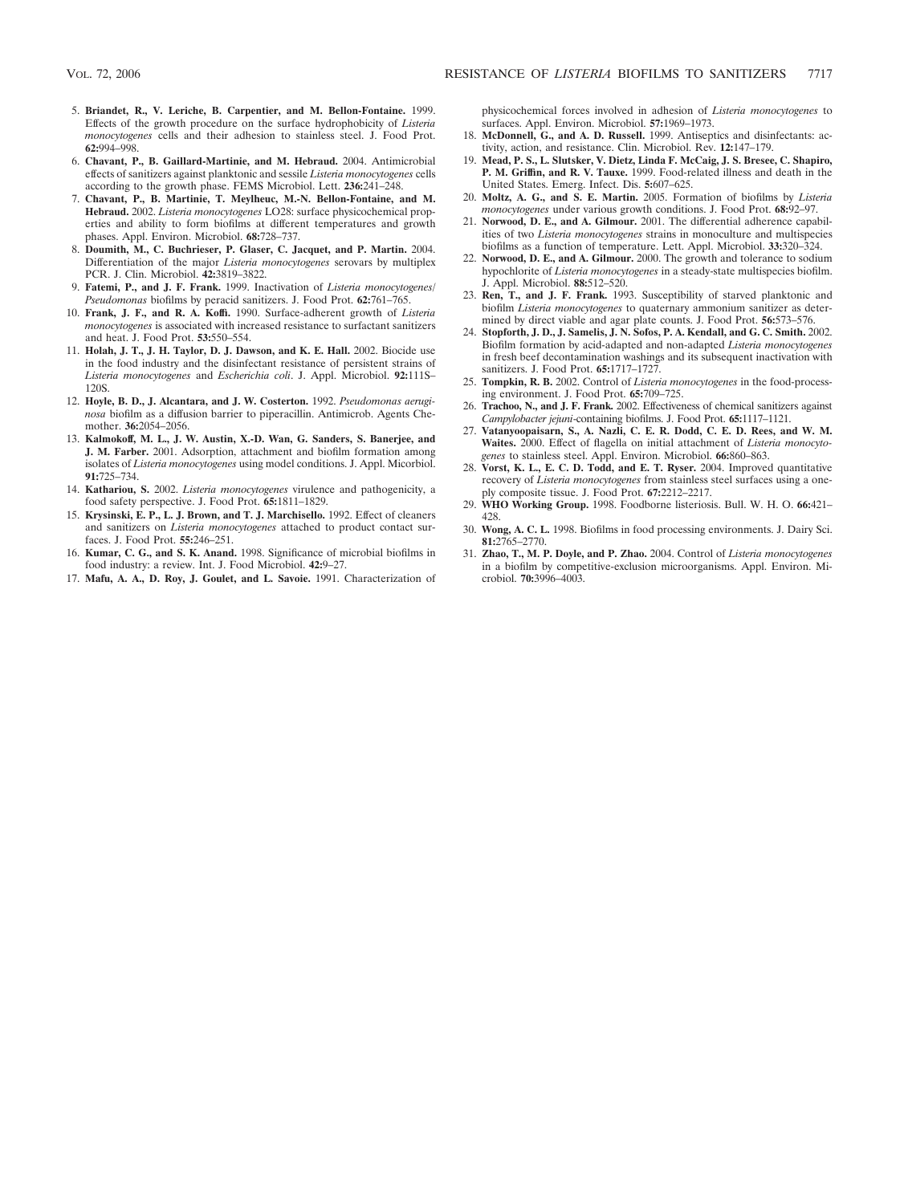5. **Briandet, R., V. Leriche, B. Carpentier, and M. Bellon-Fontaine.** 1999. Effects of the growth procedure on the surface hydrophobicity of *Listeria monocytogenes* cells and their adhesion to stainless steel. J. Food Prot. **62:**994–998.
6. **Chavant, P., B. Gaillard-Martinie, and M. Hebraud.** 2004. Antimicrobial effects of sanitizers against planktonic and sessile *Listeria monocytogenes* cells according to the growth phase. FEMS Microbiol. Lett. **236:**241–248.
7. **Chavant, P., B. Martinie, T. Meylheuc, M.-N. Bellon-Fontaine, and M. Hebraud.** 2002. *Listeria monocytogenes* LO28: surface physicochemical properties and ability to form biofilms at different temperatures and growth phases. Appl. Environ. Microbiol. **68:**728–737.
8. **Doumith, M., C. Buchrieser, P. Glaser, C. Jacquet, and P. Martin.** 2004. Differentiation of the major *Listeria monocytogenes* serovars by multiplex PCR. J. Clin. Microbiol. **42:**3819–3822.
9. **Fatemi, P., and J. F. Frank.** 1999. Inactivation of *Listeria monocytogenes*/*Pseudomonas* biofilms by peracid sanitizers. J. Food Prot. **62:**761–765.
10. **Frank, J. F., and R. A. Koffi.** 1990. Surface-adherent growth of *Listeria monocytogenes* is associated with increased resistance to surfactant sanitizers and heat. J. Food Prot. **53:**550–554.
11. **Holah, J. T., J. H. Taylor, D. J. Dawson, and K. E. Hall.** 2002. Biocide use in the food industry and the disinfectant resistance of persistent strains of *Listeria monocytogenes* and *Escherichia coli*. J. Appl. Microbiol. **92:**111S–120S.
12. **Hoyle, B. D., J. Alcantara, and J. W. Costerton.** 1992. *Pseudomonas aeruginosa* biofilm as a diffusion barrier to piperacillin. Antimicrob. Agents Chemother. **36:**2054–2056.
13. **Kalmokoff, M. L., J. W. Austin, X.-D. Wan, G. Sanders, S. Banerjee, and J. M. Farber.** 2001. Adsorption, attachment and biofilm formation among isolates of *Listeria monocytogenes* using model conditions. J. Appl. Micorbiol. **91:**725–734.
14. **Kathariou, S.** 2002. *Listeria monocytogenes* virulence and pathogenicity, a food safety perspective. J. Food Prot. **65:**1811–1829.
15. **Krysinski, E. P., L. J. Brown, and T. J. Marchisello.** 1992. Effect of cleaners and sanitizers on *Listeria monocytogenes* attached to product contact surfaces. J. Food Prot. **55:**246–251.
16. **Kumar, C. G., and S. K. Anand.** 1998. Significance of microbial biofilms in food industry: a review. Int. J. Food Microbiol. **42:**9–27.
17. **Mafu, A. A., D. Roy, J. Goulet, and L. Savoie.** 1991. Characterization of physicochemical forces involved in adhesion of *Listeria monocytogenes* to surfaces. Appl. Environ. Microbiol. **57:**1969–1973.
18. **McDonnell, G., and A. D. Russell.** 1999. Antiseptics and disinfectants: activity, action, and resistance. Clin. Microbiol. Rev. **12:**147–179.
19. **Mead, P. S., L. Slutsker, V. Dietz, Linda F. McCaig, J. S. Bresee, C. Shapiro, P. M. Griffin, and R. V. Tauxe.** 1999. Food-related illness and death in the United States. Emerg. Infect. Dis. **5:**607–625.
20. **Moltz, A. G., and S. E. Martin.** 2005. Formation of biofilms by *Listeria monocytogenes* under various growth conditions. J. Food Prot. **68:**92–97.
21. **Norwood, D. E., and A. Gilmour.** 2001. The differential adherence capabilities of two *Listeria monocytogenes* strains in monoculture and multispecies biofilms as a function of temperature. Lett. Appl. Microbiol. **33:**320–324.
22. **Norwood, D. E., and A. Gilmour.** 2000. The growth and tolerance to sodium hypochlorite of *Listeria monocytogenes* in a steady-state multispecies biofilm. J. Appl. Microbiol. **88:**512–520.
23. **Ren, T., and J. F. Frank.** 1993. Susceptibility of starved planktonic and biofilm *Listeria monocytogenes* to quaternary ammonium sanitizer as determined by direct viable and agar plate counts. J. Food Prot. **56:**573–576.
24. **Stopforth, J. D., J. Samelis, J. N. Sofos, P. A. Kendall, and G. C. Smith.** 2002. Biofilm formation by acid-adapted and non-adapted *Listeria monocytogenes* in fresh beef decontamination washings and its subsequent inactivation with sanitizers. J. Food Prot. **65:**1717–1727.
25. **Tompkin, R. B.** 2002. Control of *Listeria monocytogenes* in the food-processing environment. J. Food Prot. **65:**709–725.
26. **Trachoo, N., and J. F. Frank.** 2002. Effectiveness of chemical sanitizers against *Campylobacter jejuni*-containing biofilms. J. Food Prot. **65:**1117–1121.
27. **Vatanyoopaisarn, S., A. Nazli, C. E. R. Dodd, C. E. D. Rees, and W. M. Waites.** 2000. Effect of flagella on initial attachment of *Listeria monocytogenes* to stainless steel. Appl. Environ. Microbiol. **66:**860–863.
28. **Vorst, K. L., E. C. D. Todd, and E. T. Ryser.** 2004. Improved quantitative recovery of *Listeria monocytogenes* from stainless steel surfaces using a one-ply composite tissue. J. Food Prot. **67:**2212–2217.
29. **WHO Working Group.** 1998. Foodborne listeriosis. Bull. W. H. O. **66:**421–428.
30. **Wong, A. C. L.** 1998. Biofilms in food processing environments. J. Dairy Sci. **81:**2765–2770.
31. **Zhao, T., M. P. Doyle, and P. Zhao.** 2004. Control of *Listeria monocytogenes* in a biofilm by competitive-exclusion microorganisms. Appl. Environ. Microbiol. **70:**3996–4003.